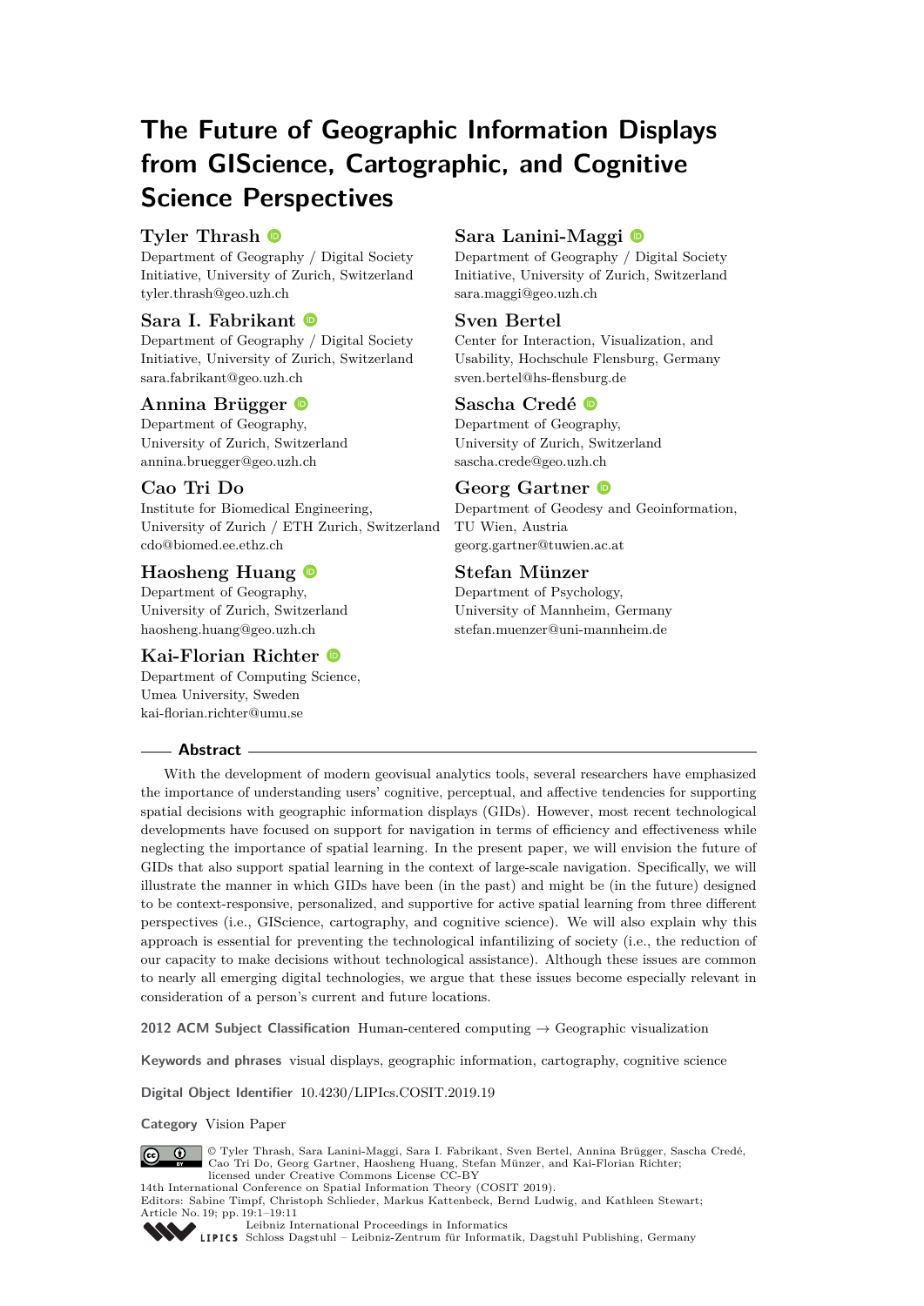# The Future of Geographic Information Displays from GIScience, Cartographic, and Cognitive Science Perspectives

**Tyler Thrash**
Department of Geography / Digital Society Initiative, University of Zurich, Switzerland
tyler.thrash@geo.uzh.ch

**Sara Lanini-Maggi**
Department of Geography / Digital Society Initiative, University of Zurich, Switzerland
sara.maggi@geo.uzh.ch

**Sara I. Fabrikant**
Department of Geography / Digital Society Initiative, University of Zurich, Switzerland
sara.fabrikant@geo.uzh.ch

**Sven Bertel**
Center for Interaction, Visualization, and Usability, Hochschule Flensburg, Germany
sven.bertel@hs-flensburg.de

**Annina Brügger**
Department of Geography, University of Zurich, Switzerland
annina.bruegger@geo.uzh.ch

**Sascha Credé**
Department of Geography, University of Zurich, Switzerland
sascha.crede@geo.uzh.ch

**Cao Tri Do**
Institute for Biomedical Engineering, University of Zurich / ETH Zurich, Switzerland
cdo@biomed.ee.ethz.ch

**Georg Gartner**
Department of Geodesy and Geoinformation, TU Wien, Austria
georg.gartner@tuwien.ac.at

**Haosheng Huang**
Department of Geography, University of Zurich, Switzerland
haosheng.huang@geo.uzh.ch

**Stefan Münzer**
Department of Psychology, University of Mannheim, Germany
stefan.muenzer@uni-mannheim.de

**Kai-Florian Richter**
Department of Computing Science, Umea University, Sweden
kai-florian.richter@umu.se

## Abstract

With the development of modern geovisual analytics tools, several researchers have emphasized the importance of understanding users' cognitive, perceptual, and affective tendencies for supporting spatial decisions with geographic information displays (GIDs). However, most recent technological developments have focused on support for navigation in terms of efficiency and effectiveness while neglecting the importance of spatial learning. In the present paper, we will envision the future of GIDs that also support spatial learning in the context of large-scale navigation. Specifically, we will illustrate the manner in which GIDs have been (in the past) and might be (in the future) designed to be context-responsive, personalized, and supportive for active spatial learning from three different perspectives (i.e., GIScience, cartography, and cognitive science). We will also explain why this approach is essential for preventing the technological infantilizing of society (i.e., the reduction of our capacity to make decisions without technological assistance). Although these issues are common to nearly all emerging digital technologies, we argue that these issues become especially relevant in consideration of a person's current and future locations.

**2012 ACM Subject Classification** Human-centered computing → Geographic visualization

**Keywords and phrases** visual displays, geographic information, cartography, cognitive science

**Digital Object Identifier** 10.4230/LIPIcs.COSIT.2019.19

**Category** Vision Paper

© Tyler Thrash, Sara Lanini-Maggi, Sara I. Fabrikant, Sven Bertel, Annina Brügger, Sascha Credé, Cao Tri Do, Georg Gartner, Haosheng Huang, Stefan Münzer, and Kai-Florian Richter; licensed under Creative Commons License CC-BY
14th International Conference on Spatial Information Theory (COSIT 2019).
Editors: Sabine Timpf, Christoph Schlieder, Markus Kattenbeck, Bernd Ludwig, and Kathleen Stewart; Article No. 19; pp. 19:1–19:11
Leibniz International Proceedings in Informatics
Schloss Dagstuhl – Leibniz-Zentrum für Informatik, Dagstuhl Publishing, Germany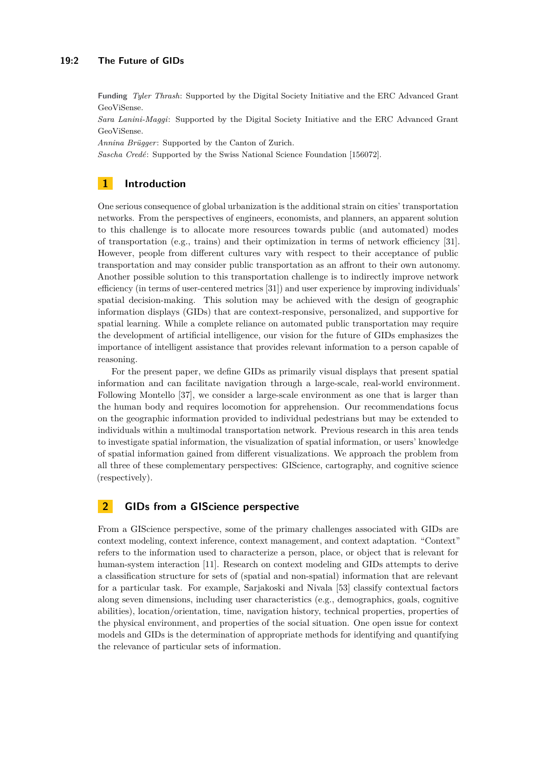**Funding** *Tyler Thrash*: Supported by the Digital Society Initiative and the ERC Advanced Grant GeoViSense.
*Sara Lanini-Maggi*: Supported by the Digital Society Initiative and the ERC Advanced Grant GeoViSense.
*Annina Brügger*: Supported by the Canton of Zurich.
*Sascha Credé*: Supported by the Swiss National Science Foundation [156072].

## 1 Introduction

One serious consequence of global urbanization is the additional strain on cities' transportation networks. From the perspectives of engineers, economists, and planners, an apparent solution to this challenge is to allocate more resources towards public (and automated) modes of transportation (e.g., trains) and their optimization in terms of network efficiency [31]. However, people from different cultures vary with respect to their acceptance of public transportation and may consider public transportation as an affront to their own autonomy. Another possible solution to this transportation challenge is to indirectly improve network efficiency (in terms of user-centered metrics [31]) and user experience by improving individuals' spatial decision-making. This solution may be achieved with the design of geographic information displays (GIDs) that are context-responsive, personalized, and supportive for spatial learning. While a complete reliance on automated public transportation may require the development of artificial intelligence, our vision for the future of GIDs emphasizes the importance of intelligent assistance that provides relevant information to a person capable of reasoning.

For the present paper, we define GIDs as primarily visual displays that present spatial information and can facilitate navigation through a large-scale, real-world environment. Following Montello [37], we consider a large-scale environment as one that is larger than the human body and requires locomotion for apprehension. Our recommendations focus on the geographic information provided to individual pedestrians but may be extended to individuals within a multimodal transportation network. Previous research in this area tends to investigate spatial information, the visualization of spatial information, or users' knowledge of spatial information gained from different visualizations. We approach the problem from all three of these complementary perspectives: GIScience, cartography, and cognitive science (respectively).

## 2 GIDs from a GIScience perspective

From a GIScience perspective, some of the primary challenges associated with GIDs are context modeling, context inference, context management, and context adaptation. "Context" refers to the information used to characterize a person, place, or object that is relevant for human-system interaction [11]. Research on context modeling and GIDs attempts to derive a classification structure for sets of (spatial and non-spatial) information that are relevant for a particular task. For example, Sarjakoski and Nivala [53] classify contextual factors along seven dimensions, including user characteristics (e.g., demographics, goals, cognitive abilities), location/orientation, time, navigation history, technical properties, properties of the physical environment, and properties of the social situation. One open issue for context models and GIDs is the determination of appropriate methods for identifying and quantifying the relevance of particular sets of information.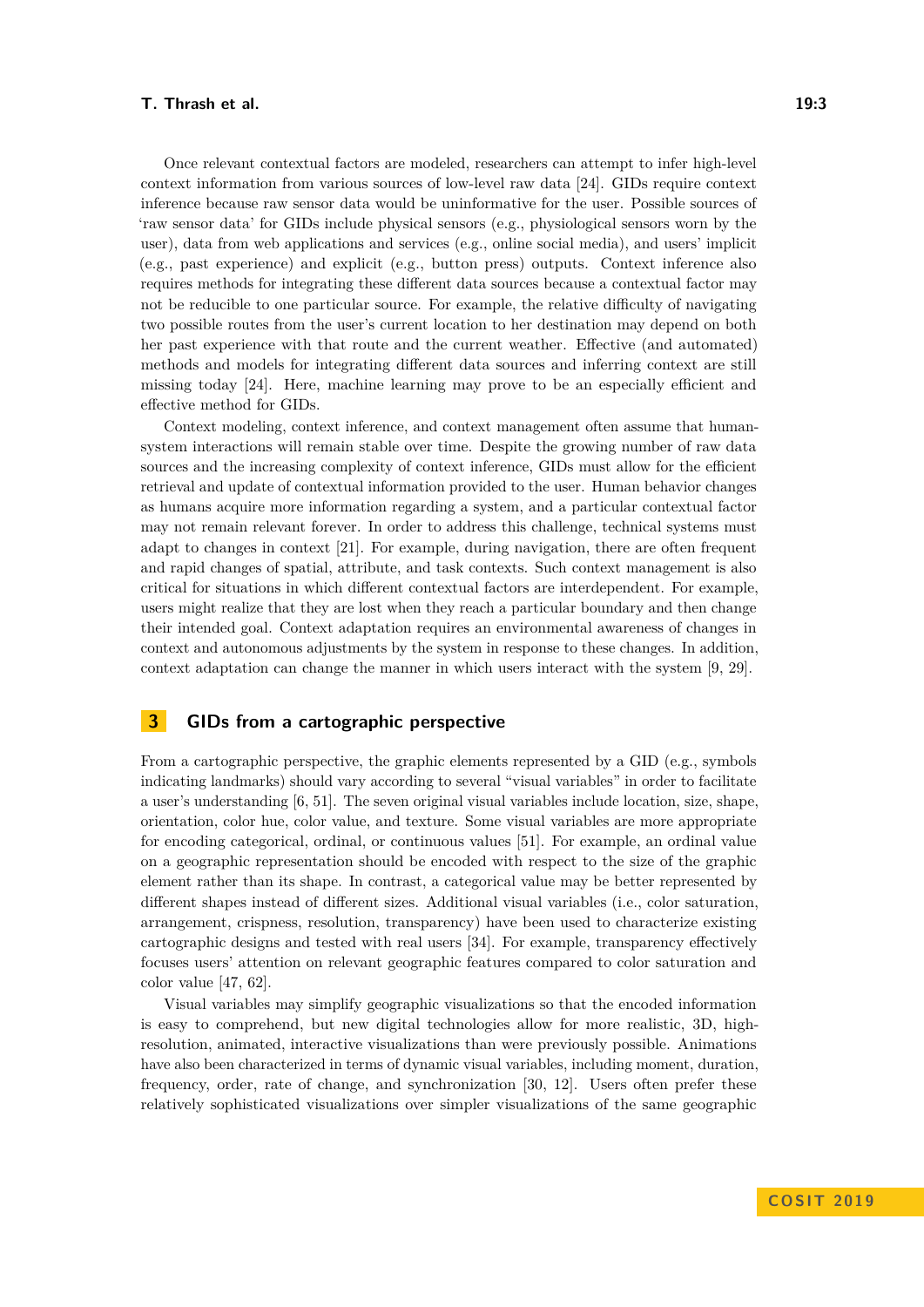Once relevant contextual factors are modeled, researchers can attempt to infer high-level context information from various sources of low-level raw data [24]. GIDs require context inference because raw sensor data would be uninformative for the user. Possible sources of 'raw sensor data' for GIDs include physical sensors (e.g., physiological sensors worn by the user), data from web applications and services (e.g., online social media), and users' implicit (e.g., past experience) and explicit (e.g., button press) outputs. Context inference also requires methods for integrating these different data sources because a contextual factor may not be reducible to one particular source. For example, the relative difficulty of navigating two possible routes from the user's current location to her destination may depend on both her past experience with that route and the current weather. Effective (and automated) methods and models for integrating different data sources and inferring context are still missing today [24]. Here, machine learning may prove to be an especially efficient and effective method for GIDs.

Context modeling, context inference, and context management often assume that human-system interactions will remain stable over time. Despite the growing number of raw data sources and the increasing complexity of context inference, GIDs must allow for the efficient retrieval and update of contextual information provided to the user. Human behavior changes as humans acquire more information regarding a system, and a particular contextual factor may not remain relevant forever. In order to address this challenge, technical systems must adapt to changes in context [21]. For example, during navigation, there are often frequent and rapid changes of spatial, attribute, and task contexts. Such context management is also critical for situations in which different contextual factors are interdependent. For example, users might realize that they are lost when they reach a particular boundary and then change their intended goal. Context adaptation requires an environmental awareness of changes in context and autonomous adjustments by the system in response to these changes. In addition, context adaptation can change the manner in which users interact with the system [9, 29].

## 3 GIDs from a cartographic perspective

From a cartographic perspective, the graphic elements represented by a GID (e.g., symbols indicating landmarks) should vary according to several "visual variables" in order to facilitate a user's understanding [6, 51]. The seven original visual variables include location, size, shape, orientation, color hue, color value, and texture. Some visual variables are more appropriate for encoding categorical, ordinal, or continuous values [51]. For example, an ordinal value on a geographic representation should be encoded with respect to the size of the graphic element rather than its shape. In contrast, a categorical value may be better represented by different shapes instead of different sizes. Additional visual variables (i.e., color saturation, arrangement, crispness, resolution, transparency) have been used to characterize existing cartographic designs and tested with real users [34]. For example, transparency effectively focuses users' attention on relevant geographic features compared to color saturation and color value [47, 62].

Visual variables may simplify geographic visualizations so that the encoded information is easy to comprehend, but new digital technologies allow for more realistic, 3D, high-resolution, animated, interactive visualizations than were previously possible. Animations have also been characterized in terms of dynamic visual variables, including moment, duration, frequency, order, rate of change, and synchronization [30, 12]. Users often prefer these relatively sophisticated visualizations over simpler visualizations of the same geographic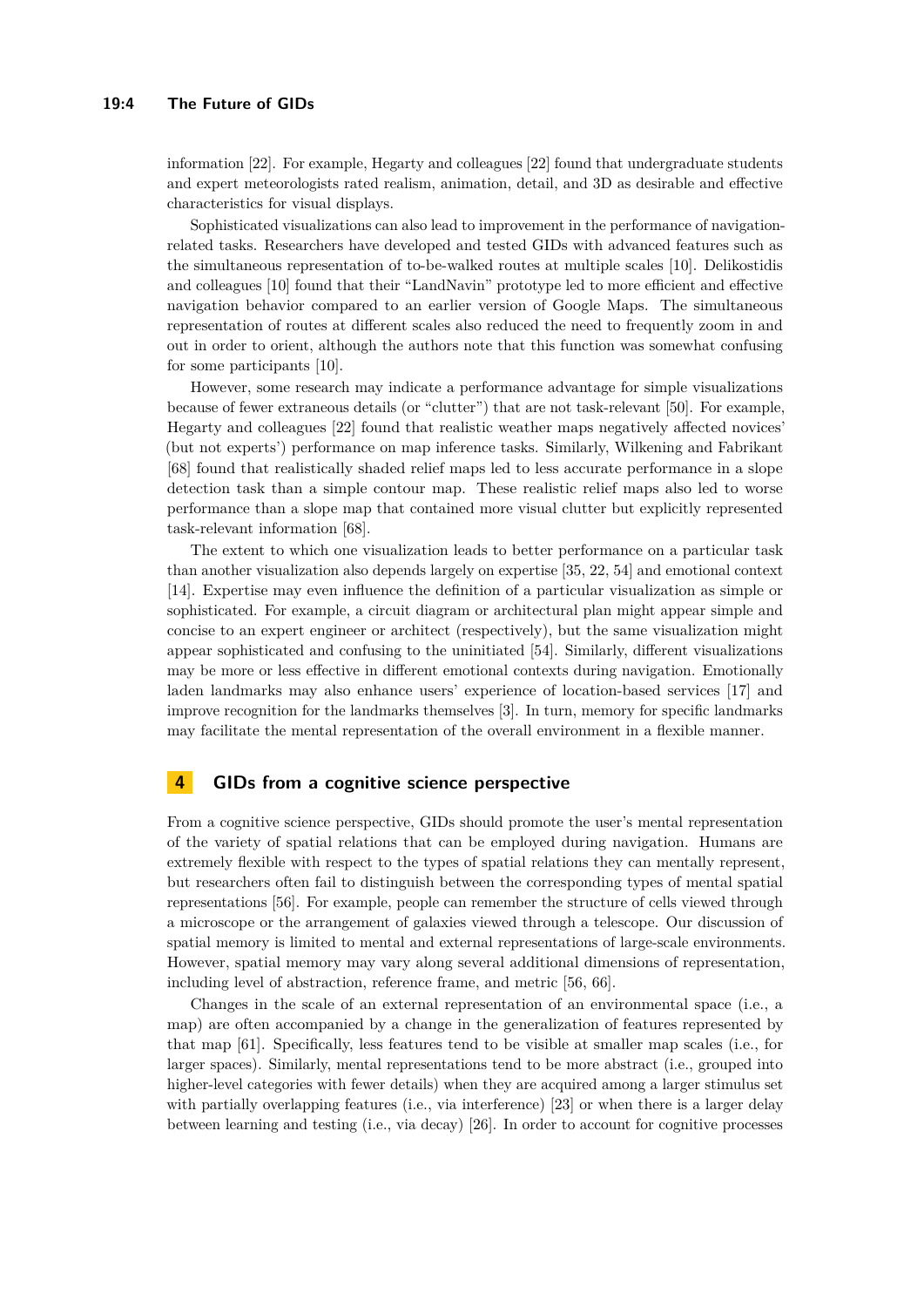information [22]. For example, Hegarty and colleagues [22] found that undergraduate students and expert meteorologists rated realism, animation, detail, and 3D as desirable and effective characteristics for visual displays.

Sophisticated visualizations can also lead to improvement in the performance of navigation-related tasks. Researchers have developed and tested GIDs with advanced features such as the simultaneous representation of to-be-walked routes at multiple scales [10]. Delikostidis and colleagues [10] found that their "LandNavin" prototype led to more efficient and effective navigation behavior compared to an earlier version of Google Maps. The simultaneous representation of routes at different scales also reduced the need to frequently zoom in and out in order to orient, although the authors note that this function was somewhat confusing for some participants [10].

However, some research may indicate a performance advantage for simple visualizations because of fewer extraneous details (or "clutter") that are not task-relevant [50]. For example, Hegarty and colleagues [22] found that realistic weather maps negatively affected novices' (but not experts') performance on map inference tasks. Similarly, Wilkening and Fabrikant [68] found that realistically shaded relief maps led to less accurate performance in a slope detection task than a simple contour map. These realistic relief maps also led to worse performance than a slope map that contained more visual clutter but explicitly represented task-relevant information [68].

The extent to which one visualization leads to better performance on a particular task than another visualization also depends largely on expertise [35, 22, 54] and emotional context [14]. Expertise may even influence the definition of a particular visualization as simple or sophisticated. For example, a circuit diagram or architectural plan might appear simple and concise to an expert engineer or architect (respectively), but the same visualization might appear sophisticated and confusing to the uninitiated [54]. Similarly, different visualizations may be more or less effective in different emotional contexts during navigation. Emotionally laden landmarks may also enhance users' experience of location-based services [17] and improve recognition for the landmarks themselves [3]. In turn, memory for specific landmarks may facilitate the mental representation of the overall environment in a flexible manner.

## 4 GIDs from a cognitive science perspective

From a cognitive science perspective, GIDs should promote the user's mental representation of the variety of spatial relations that can be employed during navigation. Humans are extremely flexible with respect to the types of spatial relations they can mentally represent, but researchers often fail to distinguish between the corresponding types of mental spatial representations [56]. For example, people can remember the structure of cells viewed through a microscope or the arrangement of galaxies viewed through a telescope. Our discussion of spatial memory is limited to mental and external representations of large-scale environments. However, spatial memory may vary along several additional dimensions of representation, including level of abstraction, reference frame, and metric [56, 66].

Changes in the scale of an external representation of an environmental space (i.e., a map) are often accompanied by a change in the generalization of features represented by that map [61]. Specifically, less features tend to be visible at smaller map scales (i.e., for larger spaces). Similarly, mental representations tend to be more abstract (i.e., grouped into higher-level categories with fewer details) when they are acquired among a larger stimulus set with partially overlapping features (i.e., via interference) [23] or when there is a larger delay between learning and testing (i.e., via decay) [26]. In order to account for cognitive processes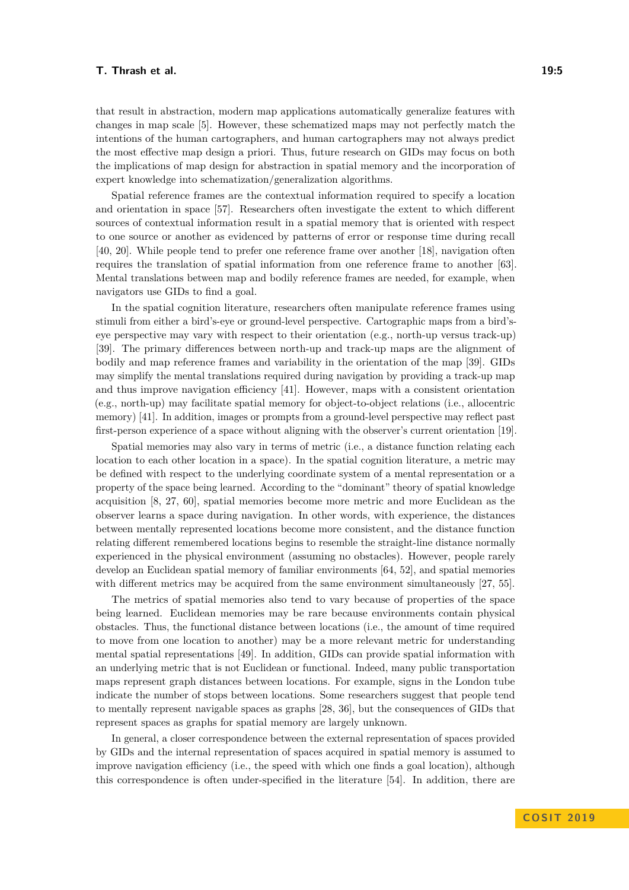that result in abstraction, modern map applications automatically generalize features with changes in map scale [5]. However, these schematized maps may not perfectly match the intentions of the human cartographers, and human cartographers may not always predict the most effective map design a priori. Thus, future research on GIDs may focus on both the implications of map design for abstraction in spatial memory and the incorporation of expert knowledge into schematization/generalization algorithms.

Spatial reference frames are the contextual information required to specify a location and orientation in space [57]. Researchers often investigate the extent to which different sources of contextual information result in a spatial memory that is oriented with respect to one source or another as evidenced by patterns of error or response time during recall [40, 20]. While people tend to prefer one reference frame over another [18], navigation often requires the translation of spatial information from one reference frame to another [63]. Mental translations between map and bodily reference frames are needed, for example, when navigators use GIDs to find a goal.

In the spatial cognition literature, researchers often manipulate reference frames using stimuli from either a bird's-eye or ground-level perspective. Cartographic maps from a bird's-eye perspective may vary with respect to their orientation (e.g., north-up versus track-up) [39]. The primary differences between north-up and track-up maps are the alignment of bodily and map reference frames and variability in the orientation of the map [39]. GIDs may simplify the mental translations required during navigation by providing a track-up map and thus improve navigation efficiency [41]. However, maps with a consistent orientation (e.g., north-up) may facilitate spatial memory for object-to-object relations (i.e., allocentric memory) [41]. In addition, images or prompts from a ground-level perspective may reflect past first-person experience of a space without aligning with the observer's current orientation [19].

Spatial memories may also vary in terms of metric (i.e., a distance function relating each location to each other location in a space). In the spatial cognition literature, a metric may be defined with respect to the underlying coordinate system of a mental representation or a property of the space being learned. According to the "dominant" theory of spatial knowledge acquisition [8, 27, 60], spatial memories become more metric and more Euclidean as the observer learns a space during navigation. In other words, with experience, the distances between mentally represented locations become more consistent, and the distance function relating different remembered locations begins to resemble the straight-line distance normally experienced in the physical environment (assuming no obstacles). However, people rarely develop an Euclidean spatial memory of familiar environments [64, 52], and spatial memories with different metrics may be acquired from the same environment simultaneously [27, 55].

The metrics of spatial memories also tend to vary because of properties of the space being learned. Euclidean memories may be rare because environments contain physical obstacles. Thus, the functional distance between locations (i.e., the amount of time required to move from one location to another) may be a more relevant metric for understanding mental spatial representations [49]. In addition, GIDs can provide spatial information with an underlying metric that is not Euclidean or functional. Indeed, many public transportation maps represent graph distances between locations. For example, signs in the London tube indicate the number of stops between locations. Some researchers suggest that people tend to mentally represent navigable spaces as graphs [28, 36], but the consequences of GIDs that represent spaces as graphs for spatial memory are largely unknown.

In general, a closer correspondence between the external representation of spaces provided by GIDs and the internal representation of spaces acquired in spatial memory is assumed to improve navigation efficiency (i.e., the speed with which one finds a goal location), although this correspondence is often under-specified in the literature [54]. In addition, there are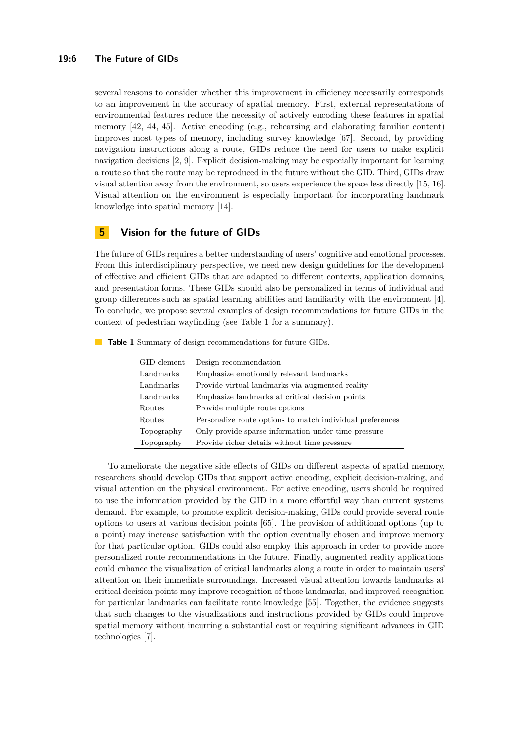several reasons to consider whether this improvement in efficiency necessarily corresponds to an improvement in the accuracy of spatial memory. First, external representations of environmental features reduce the necessity of actively encoding these features in spatial memory [42, 44, 45]. Active encoding (e.g., rehearsing and elaborating familiar content) improves most types of memory, including survey knowledge [67]. Second, by providing navigation instructions along a route, GIDs reduce the need for users to make explicit navigation decisions [2, 9]. Explicit decision-making may be especially important for learning a route so that the route may be reproduced in the future without the GID. Third, GIDs draw visual attention away from the environment, so users experience the space less directly [15, 16]. Visual attention on the environment is especially important for incorporating landmark knowledge into spatial memory [14].

## 5 Vision for the future of GIDs

The future of GIDs requires a better understanding of users' cognitive and emotional processes. From this interdisciplinary perspective, we need new design guidelines for the development of effective and efficient GIDs that are adapted to different contexts, application domains, and presentation forms. These GIDs should also be personalized in terms of individual and group differences such as spatial learning abilities and familiarity with the environment [4]. To conclude, we propose several examples of design recommendations for future GIDs in the context of pedestrian wayfinding (see Table 1 for a summary).

**Table 1** Summary of design recommendations for future GIDs.

| GID element | Design recommendation |
|---|---|
| Landmarks | Emphasize emotionally relevant landmarks |
| Landmarks | Provide virtual landmarks via augmented reality |
| Landmarks | Emphasize landmarks at critical decision points |
| Routes | Provide multiple route options |
| Routes | Personalize route options to match individual preferences |
| Topography | Only provide sparse information under time pressure |
| Topography | Provide richer details without time pressure |

To ameliorate the negative side effects of GIDs on different aspects of spatial memory, researchers should develop GIDs that support active encoding, explicit decision-making, and visual attention on the physical environment. For active encoding, users should be required to use the information provided by the GID in a more effortful way than current systems demand. For example, to promote explicit decision-making, GIDs could provide several route options to users at various decision points [65]. The provision of additional options (up to a point) may increase satisfaction with the option eventually chosen and improve memory for that particular option. GIDs could also employ this approach in order to provide more personalized route recommendations in the future. Finally, augmented reality applications could enhance the visualization of critical landmarks along a route in order to maintain users' attention on their immediate surroundings. Increased visual attention towards landmarks at critical decision points may improve recognition of those landmarks, and improved recognition for particular landmarks can facilitate route knowledge [55]. Together, the evidence suggests that such changes to the visualizations and instructions provided by GIDs could improve spatial memory without incurring a substantial cost or requiring significant advances in GID technologies [7].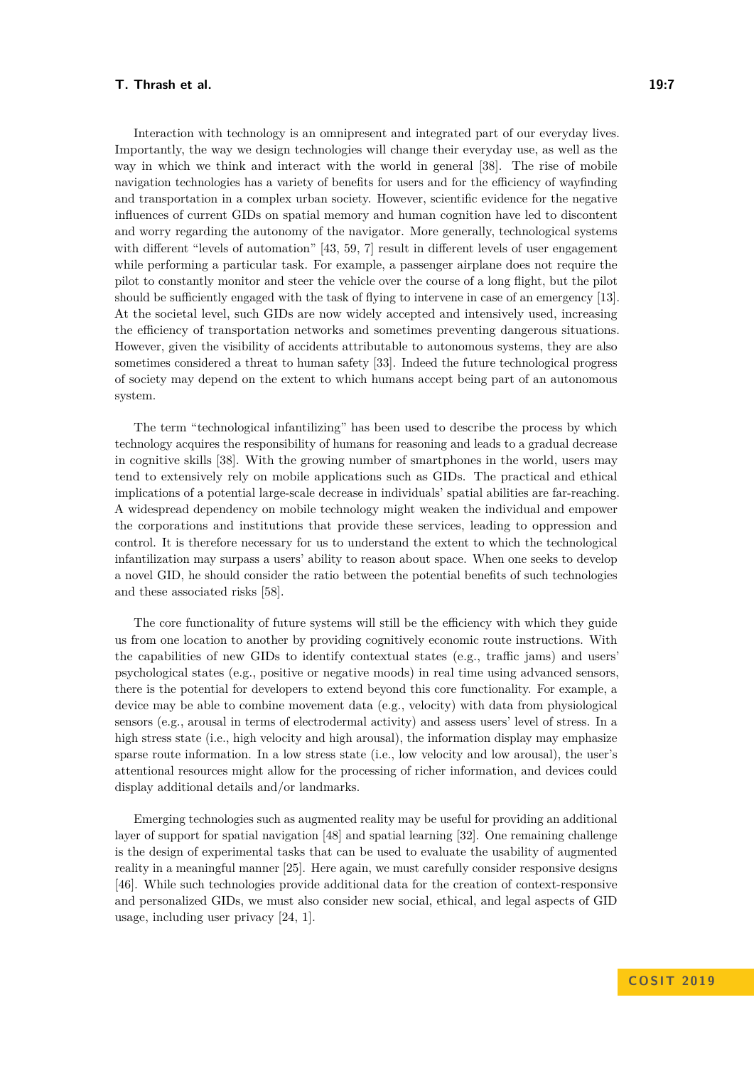Interaction with technology is an omnipresent and integrated part of our everyday lives. Importantly, the way we design technologies will change their everyday use, as well as the way in which we think and interact with the world in general [38]. The rise of mobile navigation technologies has a variety of benefits for users and for the efficiency of wayfinding and transportation in a complex urban society. However, scientific evidence for the negative influences of current GIDs on spatial memory and human cognition have led to discontent and worry regarding the autonomy of the navigator. More generally, technological systems with different "levels of automation" [43, 59, 7] result in different levels of user engagement while performing a particular task. For example, a passenger airplane does not require the pilot to constantly monitor and steer the vehicle over the course of a long flight, but the pilot should be sufficiently engaged with the task of flying to intervene in case of an emergency [13]. At the societal level, such GIDs are now widely accepted and intensively used, increasing the efficiency of transportation networks and sometimes preventing dangerous situations. However, given the visibility of accidents attributable to autonomous systems, they are also sometimes considered a threat to human safety [33]. Indeed the future technological progress of society may depend on the extent to which humans accept being part of an autonomous system.

The term "technological infantilizing" has been used to describe the process by which technology acquires the responsibility of humans for reasoning and leads to a gradual decrease in cognitive skills [38]. With the growing number of smartphones in the world, users may tend to extensively rely on mobile applications such as GIDs. The practical and ethical implications of a potential large-scale decrease in individuals' spatial abilities are far-reaching. A widespread dependency on mobile technology might weaken the individual and empower the corporations and institutions that provide these services, leading to oppression and control. It is therefore necessary for us to understand the extent to which the technological infantilization may surpass a users' ability to reason about space. When one seeks to develop a novel GID, he should consider the ratio between the potential benefits of such technologies and these associated risks [58].

The core functionality of future systems will still be the efficiency with which they guide us from one location to another by providing cognitively economic route instructions. With the capabilities of new GIDs to identify contextual states (e.g., traffic jams) and users' psychological states (e.g., positive or negative moods) in real time using advanced sensors, there is the potential for developers to extend beyond this core functionality. For example, a device may be able to combine movement data (e.g., velocity) with data from physiological sensors (e.g., arousal in terms of electrodermal activity) and assess users' level of stress. In a high stress state (i.e., high velocity and high arousal), the information display may emphasize sparse route information. In a low stress state (i.e., low velocity and low arousal), the user's attentional resources might allow for the processing of richer information, and devices could display additional details and/or landmarks.

Emerging technologies such as augmented reality may be useful for providing an additional layer of support for spatial navigation [48] and spatial learning [32]. One remaining challenge is the design of experimental tasks that can be used to evaluate the usability of augmented reality in a meaningful manner [25]. Here again, we must carefully consider responsive designs [46]. While such technologies provide additional data for the creation of context-responsive and personalized GIDs, we must also consider new social, ethical, and legal aspects of GID usage, including user privacy [24, 1].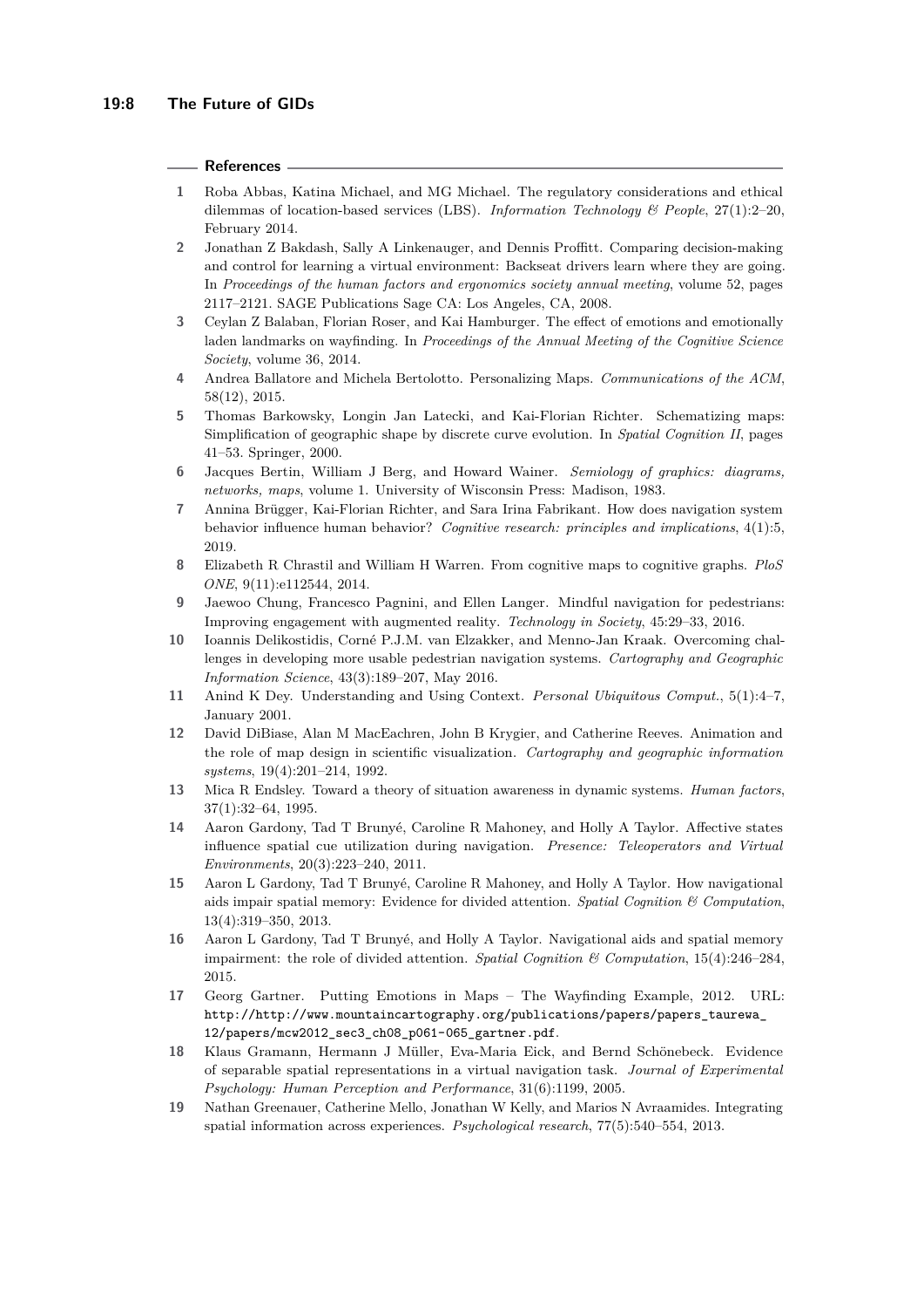## References

1. Roba Abbas, Katina Michael, and MG Michael. The regulatory considerations and ethical dilemmas of location-based services (LBS). *Information Technology & People*, 27(1):2–20, February 2014.
2. Jonathan Z Bakdash, Sally A Linkenauger, and Dennis Proffitt. Comparing decision-making and control for learning a virtual environment: Backseat drivers learn where they are going. In *Proceedings of the human factors and ergonomics society annual meeting*, volume 52, pages 2117–2121. SAGE Publications Sage CA: Los Angeles, CA, 2008.
3. Ceylan Z Balaban, Florian Roser, and Kai Hamburger. The effect of emotions and emotionally laden landmarks on wayfinding. In *Proceedings of the Annual Meeting of the Cognitive Science Society*, volume 36, 2014.
4. Andrea Ballatore and Michela Bertolotto. Personalizing Maps. *Communications of the ACM*, 58(12), 2015.
5. Thomas Barkowsky, Longin Jan Latecki, and Kai-Florian Richter. Schematizing maps: Simplification of geographic shape by discrete curve evolution. In *Spatial Cognition II*, pages 41–53. Springer, 2000.
6. Jacques Bertin, William J Berg, and Howard Wainer. *Semiology of graphics: diagrams, networks, maps*, volume 1. University of Wisconsin Press: Madison, 1983.
7. Annina Brügger, Kai-Florian Richter, and Sara Irina Fabrikant. How does navigation system behavior influence human behavior? *Cognitive research: principles and implications*, 4(1):5, 2019.
8. Elizabeth R Chrastil and William H Warren. From cognitive maps to cognitive graphs. *PloS ONE*, 9(11):e112544, 2014.
9. Jaewoo Chung, Francesco Pagnini, and Ellen Langer. Mindful navigation for pedestrians: Improving engagement with augmented reality. *Technology in Society*, 45:29–33, 2016.
10. Ioannis Delikostidis, Corné P.J.M. van Elzakker, and Menno-Jan Kraak. Overcoming challenges in developing more usable pedestrian navigation systems. *Cartography and Geographic Information Science*, 43(3):189–207, May 2016.
11. Anind K Dey. Understanding and Using Context. *Personal Ubiquitous Comput.*, 5(1):4–7, January 2001.
12. David DiBiase, Alan M MacEachren, John B Krygier, and Catherine Reeves. Animation and the role of map design in scientific visualization. *Cartography and geographic information systems*, 19(4):201–214, 1992.
13. Mica R Endsley. Toward a theory of situation awareness in dynamic systems. *Human factors*, 37(1):32–64, 1995.
14. Aaron Gardony, Tad T Brunyé, Caroline R Mahoney, and Holly A Taylor. Affective states influence spatial cue utilization during navigation. *Presence: Teleoperators and Virtual Environments*, 20(3):223–240, 2011.
15. Aaron L Gardony, Tad T Brunyé, Caroline R Mahoney, and Holly A Taylor. How navigational aids impair spatial memory: Evidence for divided attention. *Spatial Cognition & Computation*, 13(4):319–350, 2013.
16. Aaron L Gardony, Tad T Brunyé, and Holly A Taylor. Navigational aids and spatial memory impairment: the role of divided attention. *Spatial Cognition & Computation*, 15(4):246–284, 2015.
17. Georg Gartner. Putting Emotions in Maps – The Wayfinding Example, 2012. URL: `http://http://www.mountaincartography.org/publications/papers/papers_taurewa_12/papers/mcw2012_sec3_ch08_p061-065_gartner.pdf`.
18. Klaus Gramann, Hermann J Müller, Eva-Maria Eick, and Bernd Schönebeck. Evidence of separable spatial representations in a virtual navigation task. *Journal of Experimental Psychology: Human Perception and Performance*, 31(6):1199, 2005.
19. Nathan Greenauer, Catherine Mello, Jonathan W Kelly, and Marios N Avraamides. Integrating spatial information across experiences. *Psychological research*, 77(5):540–554, 2013.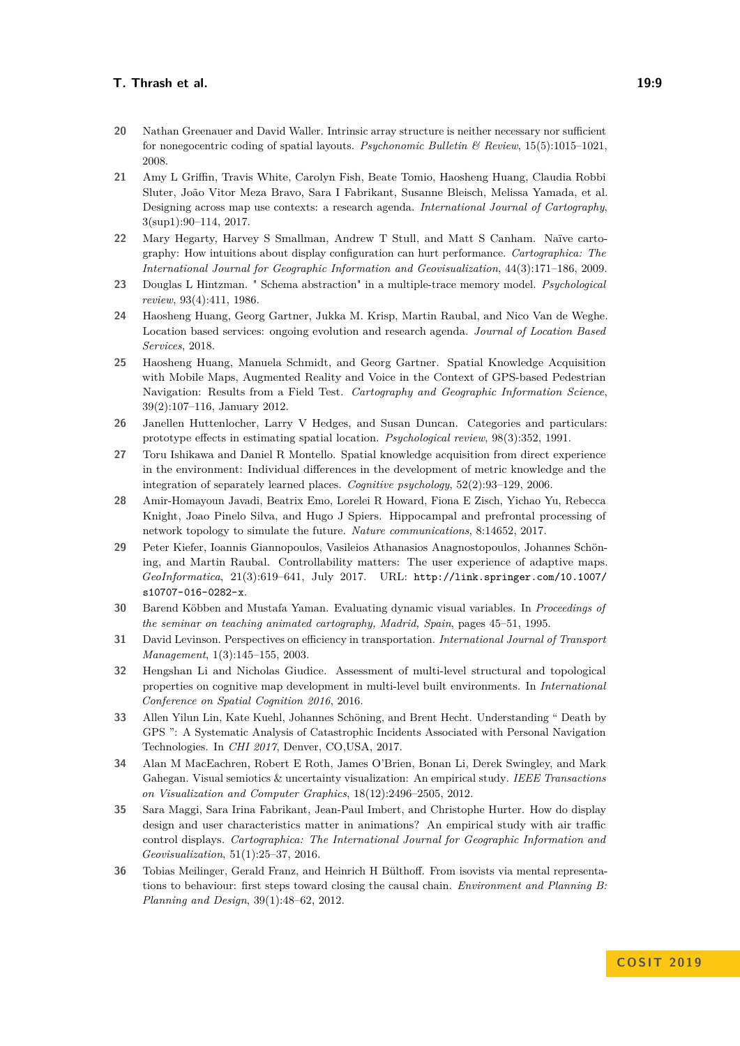20 Nathan Greenauer and David Waller. Intrinsic array structure is neither necessary nor sufficient for nonegocentric coding of spatial layouts. *Psychonomic Bulletin & Review*, 15(5):1015–1021, 2008.

21 Amy L Griffin, Travis White, Carolyn Fish, Beate Tomio, Haosheng Huang, Claudia Robbi Sluter, João Vitor Meza Bravo, Sara I Fabrikant, Susanne Bleisch, Melissa Yamada, et al. Designing across map use contexts: a research agenda. *International Journal of Cartography*, 3(sup1):90–114, 2017.

22 Mary Hegarty, Harvey S Smallman, Andrew T Stull, and Matt S Canham. Naïve cartography: How intuitions about display configuration can hurt performance. *Cartographica: The International Journal for Geographic Information and Geovisualization*, 44(3):171–186, 2009.

23 Douglas L Hintzman. " Schema abstraction" in a multiple-trace memory model. *Psychological review*, 93(4):411, 1986.

24 Haosheng Huang, Georg Gartner, Jukka M. Krisp, Martin Raubal, and Nico Van de Weghe. Location based services: ongoing evolution and research agenda. *Journal of Location Based Services*, 2018.

25 Haosheng Huang, Manuela Schmidt, and Georg Gartner. Spatial Knowledge Acquisition with Mobile Maps, Augmented Reality and Voice in the Context of GPS-based Pedestrian Navigation: Results from a Field Test. *Cartography and Geographic Information Science*, 39(2):107–116, January 2012.

26 Janellen Huttenlocher, Larry V Hedges, and Susan Duncan. Categories and particulars: prototype effects in estimating spatial location. *Psychological review*, 98(3):352, 1991.

27 Toru Ishikawa and Daniel R Montello. Spatial knowledge acquisition from direct experience in the environment: Individual differences in the development of metric knowledge and the integration of separately learned places. *Cognitive psychology*, 52(2):93–129, 2006.

28 Amir-Homayoun Javadi, Beatrix Emo, Lorelei R Howard, Fiona E Zisch, Yichao Yu, Rebecca Knight, Joao Pinelo Silva, and Hugo J Spiers. Hippocampal and prefrontal processing of network topology to simulate the future. *Nature communications*, 8:14652, 2017.

29 Peter Kiefer, Ioannis Giannopoulos, Vasileios Athanasios Anagnostopoulos, Johannes Schöning, and Martin Raubal. Controllability matters: The user experience of adaptive maps. *GeoInformatica*, 21(3):619–641, July 2017. URL: http://link.springer.com/10.1007/s10707-016-0282-x.

30 Barend Köbben and Mustafa Yaman. Evaluating dynamic visual variables. In *Proceedings of the seminar on teaching animated cartography, Madrid, Spain*, pages 45–51, 1995.

31 David Levinson. Perspectives on efficiency in transportation. *International Journal of Transport Management*, 1(3):145–155, 2003.

32 Hengshan Li and Nicholas Giudice. Assessment of multi-level structural and topological properties on cognitive map development in multi-level built environments. In *International Conference on Spatial Cognition 2016*, 2016.

33 Allen Yilun Lin, Kate Kuehl, Johannes Schöning, and Brent Hecht. Understanding " Death by GPS ": A Systematic Analysis of Catastrophic Incidents Associated with Personal Navigation Technologies. In *CHI 2017*, Denver, CO,USA, 2017.

34 Alan M MacEachren, Robert E Roth, James O'Brien, Bonan Li, Derek Swingley, and Mark Gahegan. Visual semiotics & uncertainty visualization: An empirical study. *IEEE Transactions on Visualization and Computer Graphics*, 18(12):2496–2505, 2012.

35 Sara Maggi, Sara Irina Fabrikant, Jean-Paul Imbert, and Christophe Hurter. How do display design and user characteristics matter in animations? An empirical study with air traffic control displays. *Cartographica: The International Journal for Geographic Information and Geovisualization*, 51(1):25–37, 2016.

36 Tobias Meilinger, Gerald Franz, and Heinrich H Bülthoff. From isovists via mental representations to behaviour: first steps toward closing the causal chain. *Environment and Planning B: Planning and Design*, 39(1):48–62, 2012.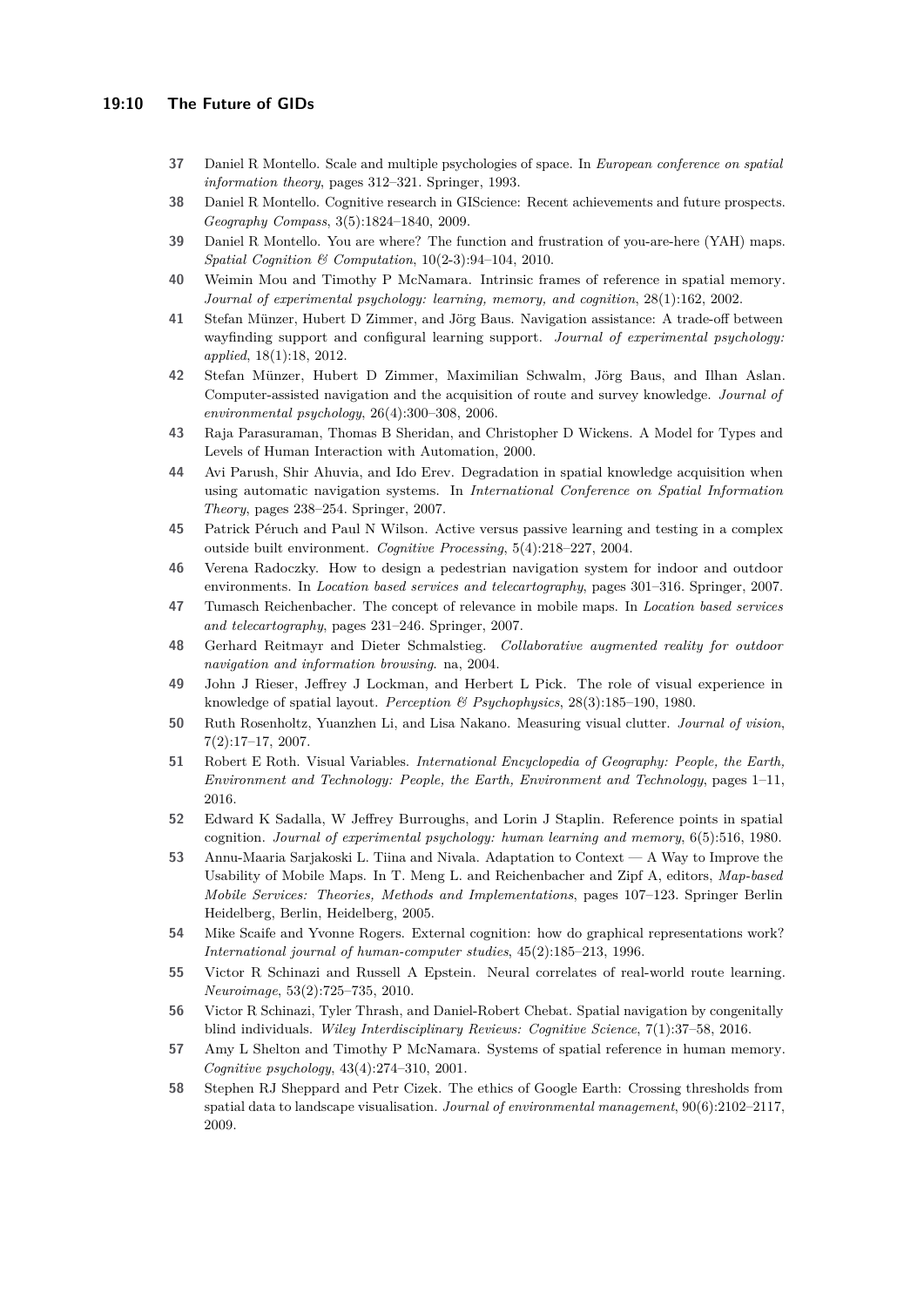37 Daniel R Montello. Scale and multiple psychologies of space. In *European conference on spatial information theory*, pages 312–321. Springer, 1993.

38 Daniel R Montello. Cognitive research in GIScience: Recent achievements and future prospects. *Geography Compass*, 3(5):1824–1840, 2009.

39 Daniel R Montello. You are where? The function and frustration of you-are-here (YAH) maps. *Spatial Cognition & Computation*, 10(2-3):94–104, 2010.

40 Weimin Mou and Timothy P McNamara. Intrinsic frames of reference in spatial memory. *Journal of experimental psychology: learning, memory, and cognition*, 28(1):162, 2002.

41 Stefan Münzer, Hubert D Zimmer, and Jörg Baus. Navigation assistance: A trade-off between wayfinding support and configural learning support. *Journal of experimental psychology: applied*, 18(1):18, 2012.

42 Stefan Münzer, Hubert D Zimmer, Maximilian Schwalm, Jörg Baus, and Ilhan Aslan. Computer-assisted navigation and the acquisition of route and survey knowledge. *Journal of environmental psychology*, 26(4):300–308, 2006.

43 Raja Parasuraman, Thomas B Sheridan, and Christopher D Wickens. A Model for Types and Levels of Human Interaction with Automation, 2000.

44 Avi Parush, Shir Ahuvia, and Ido Erev. Degradation in spatial knowledge acquisition when using automatic navigation systems. In *International Conference on Spatial Information Theory*, pages 238–254. Springer, 2007.

45 Patrick Péruch and Paul N Wilson. Active versus passive learning and testing in a complex outside built environment. *Cognitive Processing*, 5(4):218–227, 2004.

46 Verena Radoczky. How to design a pedestrian navigation system for indoor and outdoor environments. In *Location based services and telecartography*, pages 301–316. Springer, 2007.

47 Tumasch Reichenbacher. The concept of relevance in mobile maps. In *Location based services and telecartography*, pages 231–246. Springer, 2007.

48 Gerhard Reitmayr and Dieter Schmalstieg. *Collaborative augmented reality for outdoor navigation and information browsing*. na, 2004.

49 John J Rieser, Jeffrey J Lockman, and Herbert L Pick. The role of visual experience in knowledge of spatial layout. *Perception & Psychophysics*, 28(3):185–190, 1980.

50 Ruth Rosenholtz, Yuanzhen Li, and Lisa Nakano. Measuring visual clutter. *Journal of vision*, 7(2):17–17, 2007.

51 Robert E Roth. Visual Variables. *International Encyclopedia of Geography: People, the Earth, Environment and Technology: People, the Earth, Environment and Technology*, pages 1–11, 2016.

52 Edward K Sadalla, W Jeffrey Burroughs, and Lorin J Staplin. Reference points in spatial cognition. *Journal of experimental psychology: human learning and memory*, 6(5):516, 1980.

53 Annu-Maaria Sarjakoski L. Tiina and Nivala. Adaptation to Context — A Way to Improve the Usability of Mobile Maps. In T. Meng L. and Reichenbacher and Zipf A, editors, *Map-based Mobile Services: Theories, Methods and Implementations*, pages 107–123. Springer Berlin Heidelberg, Berlin, Heidelberg, 2005.

54 Mike Scaife and Yvonne Rogers. External cognition: how do graphical representations work? *International journal of human-computer studies*, 45(2):185–213, 1996.

55 Victor R Schinazi and Russell A Epstein. Neural correlates of real-world route learning. *Neuroimage*, 53(2):725–735, 2010.

56 Victor R Schinazi, Tyler Thrash, and Daniel-Robert Chebat. Spatial navigation by congenitally blind individuals. *Wiley Interdisciplinary Reviews: Cognitive Science*, 7(1):37–58, 2016.

57 Amy L Shelton and Timothy P McNamara. Systems of spatial reference in human memory. *Cognitive psychology*, 43(4):274–310, 2001.

58 Stephen RJ Sheppard and Petr Cizek. The ethics of Google Earth: Crossing thresholds from spatial data to landscape visualisation. *Journal of environmental management*, 90(6):2102–2117, 2009.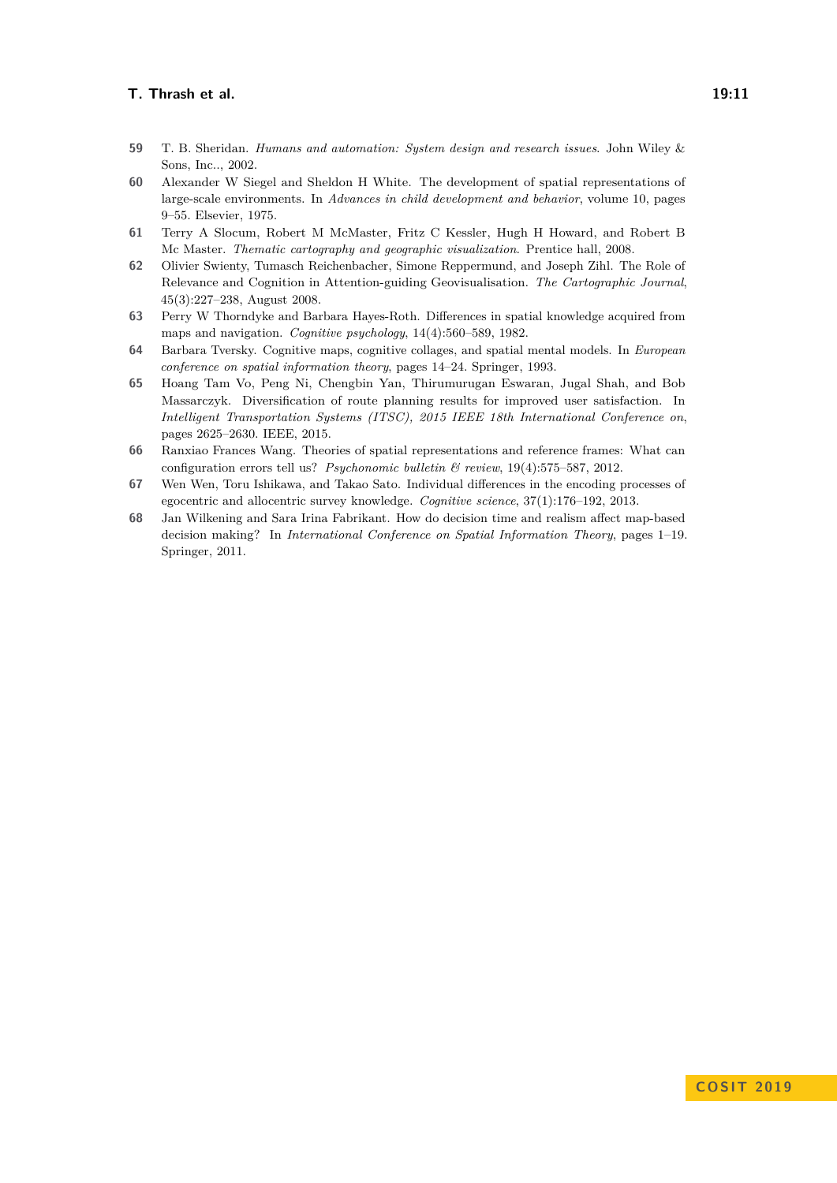59 T. B. Sheridan. *Humans and automation: System design and research issues*. John Wiley & Sons, Inc.., 2002.

60 Alexander W Siegel and Sheldon H White. The development of spatial representations of large-scale environments. In *Advances in child development and behavior*, volume 10, pages 9–55. Elsevier, 1975.

61 Terry A Slocum, Robert M McMaster, Fritz C Kessler, Hugh H Howard, and Robert B Mc Master. *Thematic cartography and geographic visualization*. Prentice hall, 2008.

62 Olivier Swienty, Tumasch Reichenbacher, Simone Reppermund, and Joseph Zihl. The Role of Relevance and Cognition in Attention-guiding Geovisualisation. *The Cartographic Journal*, 45(3):227–238, August 2008.

63 Perry W Thorndyke and Barbara Hayes-Roth. Differences in spatial knowledge acquired from maps and navigation. *Cognitive psychology*, 14(4):560–589, 1982.

64 Barbara Tversky. Cognitive maps, cognitive collages, and spatial mental models. In *European conference on spatial information theory*, pages 14–24. Springer, 1993.

65 Hoang Tam Vo, Peng Ni, Chengbin Yan, Thirumurugan Eswaran, Jugal Shah, and Bob Massarczyk. Diversification of route planning results for improved user satisfaction. In *Intelligent Transportation Systems (ITSC), 2015 IEEE 18th International Conference on*, pages 2625–2630. IEEE, 2015.

66 Ranxiao Frances Wang. Theories of spatial representations and reference frames: What can configuration errors tell us? *Psychonomic bulletin & review*, 19(4):575–587, 2012.

67 Wen Wen, Toru Ishikawa, and Takao Sato. Individual differences in the encoding processes of egocentric and allocentric survey knowledge. *Cognitive science*, 37(1):176–192, 2013.

68 Jan Wilkening and Sara Irina Fabrikant. How do decision time and realism affect map-based decision making? In *International Conference on Spatial Information Theory*, pages 1–19. Springer, 2011.